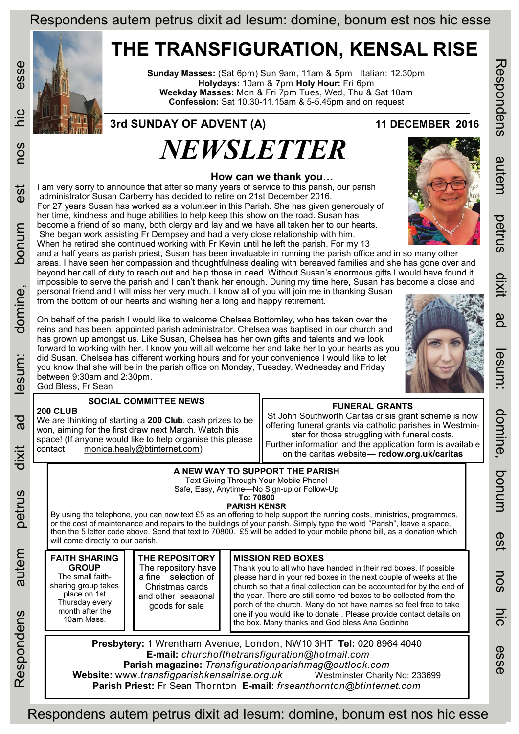Respondens autem petrus dixit ad Iesum: domine, bonum est nos hic esse

# THE TRANSFIGURATION, KENSAL RISE

**Sunday Masses:** (Sat 6pm) Sun 9am, 11am & 5pm Italian: 12.30pm
**Holydays:** 10am & 7pm **Holy Hour:** Fri 6pm
**Weekday Masses:** Mon & Fri 7pm Tues, Wed, Thu & Sat 10am
**Confession:** Sat 10.30-11.15am & 5-5.45pm and on request

**3rd SUNDAY OF ADVENT (A)** **11 DECEMBER 2016**

# *NEWSLETTER*

### How can we thank you…

I am very sorry to announce that after so many years of service to this parish, our parish administrator Susan Carberry has decided to retire on 21st December 2016.
For 27 years Susan has worked as a volunteer in this Parish. She has given generously of her time, kindness and huge abilities to help keep this show on the road. Susan has become a friend of so many, both clergy and lay and we have all taken her to our hearts. She began work assisting Fr Dempsey and had a very close relationship with him. When he retired she continued working with Fr Kevin until he left the parish. For my 13 and a half years as parish priest, Susan has been invaluable in running the parish office and in so many other areas. I have seen her compassion and thoughtfulness dealing with bereaved families and she has gone over and beyond her call of duty to reach out and help those in need. Without Susan's enormous gifts I would have found it impossible to serve the parish and I can't thank her enough. During my time here, Susan has become a close and personal friend and I will miss her very much. I know all of you will join me in thanking Susan from the bottom of our hearts and wishing her a long and happy retirement.

On behalf of the parish I would like to welcome Chelsea Bottomley, who has taken over the reins and has been appointed parish administrator. Chelsea was baptised in our church and has grown up amongst us. Like Susan, Chelsea has her own gifts and talents and we look forward to working with her. I know you will all welcome her and take her to your hearts as you did Susan. Chelsea has different working hours and for your convenience I would like to let you know that she will be in the parish office on Monday, Tuesday, Wednesday and Friday between 9:30am and 2:30pm.
God Bless, Fr Sean

### SOCIAL COMMITTEE NEWS

**200 CLUB**
We are thinking of starting a **200 Club**. cash prizes to be won, aiming for the first draw next March. Watch this space! (If anyone would like to help organise this please contact monica.healy@btinternet.com)

### FUNERAL GRANTS

St John Southworth Caritas crisis grant scheme is now offering funeral grants via catholic parishes in Westminster for those struggling with funeral costs.
Further information and the application form is available on the caritas website— **rcdow.org.uk/caritas**

### A NEW WAY TO SUPPORT THE PARISH

Text Giving Through Your Mobile Phone!
Safe, Easy, Anytime—No Sign-up or Follow-Up
**To: 70800**
**PARISH KENSR**

By using the telephone, you can now text £5 as an offering to help support the running costs, ministries, programmes, or the cost of maintenance and repairs to the buildings of your parish. Simply type the word "Parish", leave a space, then the 5 letter code above. Send that text to 70800. £5 will be added to your mobile phone bill, as a donation which will come directly to our parish.

### FAITH SHARING GROUP

The small faith-sharing group takes place on 1st Thursday every month after the 10am Mass.

### THE REPOSITORY

The repository have a fine selection of Christmas cards and other seasonal goods for sale

### MISSION RED BOXES

Thank you to all who have handed in their red boxes. If possible please hand in your red boxes in the next couple of weeks at the church so that a final collection can be accounted for by the end of the year. There are still some red boxes to be collected from the porch of the church. Many do not have names so feel free to take one if you would like to donate . Please provide contact details on the box. Many thanks and God bless Ana Godinho

**Presbytery:** 1 Wrentham Avenue, London, NW10 3HT **Tel:** 020 8964 4040
**E-mail:** *churchofthetransfiguration@hotmail.com*
**Parish magazine:** *Transfigurationparishmag@outlook.com*
**Website:** www.*transfigparishkensalrise.org.uk* Westminster Charity No: 233699
**Parish Priest:** Fr Sean Thornton **E-mail:** *frseanthornton@btinternet.com*

Respondens autem petrus dixit ad Iesum: domine, bonum est nos hic esse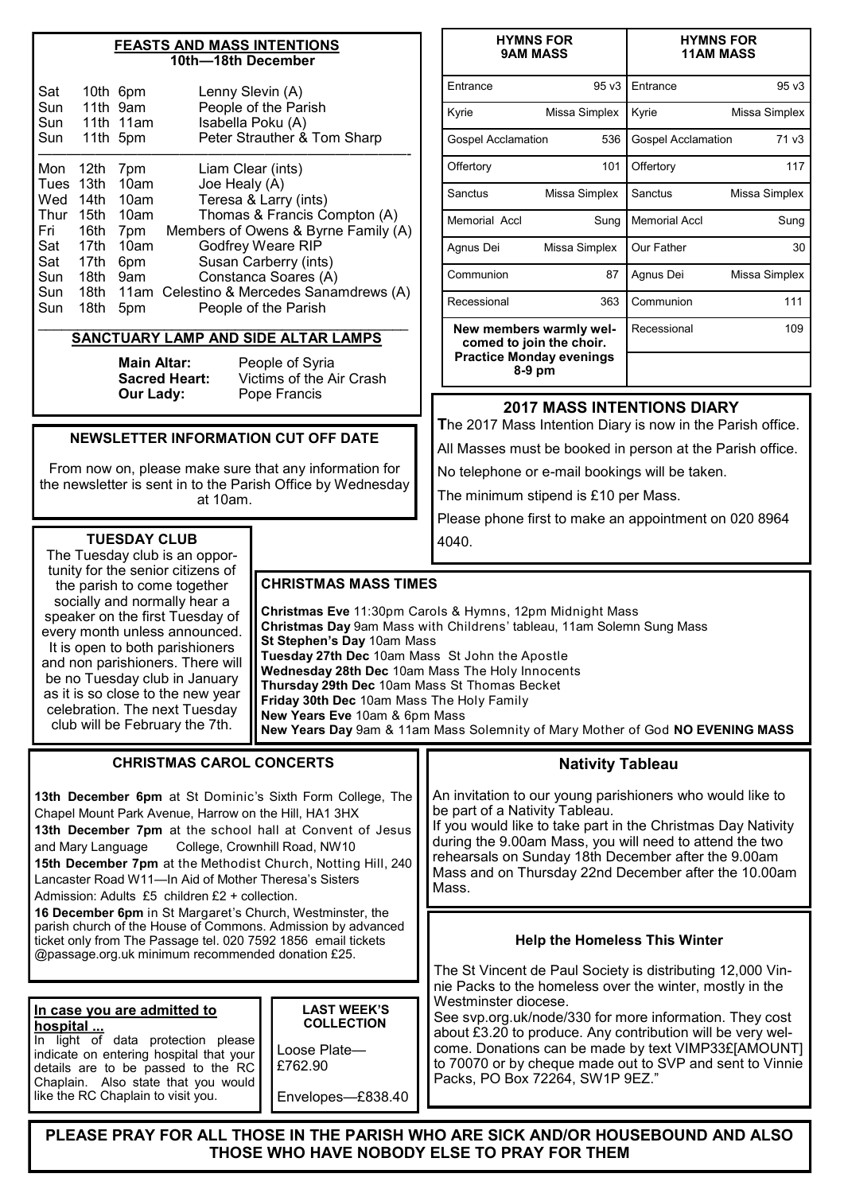## FEASTS AND MASS INTENTIONS
**10th—18th December**

| | | | |
|---|---|---|---|
| Sat | 10th | 6pm | Lenny Slevin (A) |
| Sun | 11th | 9am | People of the Parish |
| Sun | 11th | 11am | Isabella Poku (A) |
| Sun | 11th | 5pm | Peter Strauther & Tom Sharp |
| Mon | 12th | 7pm | Liam Clear (ints) |
| Tues | 13th | 10am | Joe Healy (A) |
| Wed | 14th | 10am | Teresa & Larry (ints) |
| Thur | 15th | 10am | Thomas & Francis Compton (A) |
| Fri | 16th | 7pm | Members of Owens & Byrne Family (A) |
| Sat | 17th | 10am | Godfrey Weare RIP |
| Sat | 17th | 6pm | Susan Carberry (ints) |
| Sun | 18th | 9am | Constanca Soares (A) |
| Sun | 18th | 11am | Celestino & Mercedes Sanamdrews (A) |
| Sun | 18th | 5pm | People of the Parish |

### SANCTUARY LAMP AND SIDE ALTAR LAMPS

**Main Altar:** People of Syria
**Sacred Heart:** Victims of the Air Crash
**Our Lady:** Pope Francis

| HYMNS FOR 9AM MASS | | HYMNS FOR 11AM MASS | |
|---|---|---|---|
| Entrance | 95 v3 | Entrance | 95 v3 |
| Kyrie | Missa Simplex | Kyrie | Missa Simplex |
| Gospel Acclamation | 536 | Gospel Acclamation | 71 v3 |
| Offertory | 101 | Offertory | 117 |
| Sanctus | Missa Simplex | Sanctus | Missa Simplex |
| Memorial Accl | Sung | Memorial Accl | Sung |
| Agnus Dei | Missa Simplex | Our Father | 30 |
| Communion | 87 | Agnus Dei | Missa Simplex |
| Recessional | 363 | Communion | 111 |
| | | Recessional | 109 |

**New members warmly welcomed to join the choir. Practice Monday evenings 8-9 pm**

### NEWSLETTER INFORMATION CUT OFF DATE

From now on, please make sure that any information for the newsletter is sent in to the Parish Office by Wednesday at 10am.

### 2017 MASS INTENTIONS DIARY

The 2017 Mass Intention Diary is now in the Parish office.

All Masses must be booked in person at the Parish office.

No telephone or e-mail bookings will be taken.

The minimum stipend is £10 per Mass.

Please phone first to make an appointment on 020 8964 4040.

### TUESDAY CLUB

The Tuesday club is an opportunity for the senior citizens of the parish to come together socially and normally hear a speaker on the first Tuesday of every month unless announced. It is open to both parishioners and non parishioners. There will be no Tuesday club in January as it is so close to the new year celebration. The next Tuesday club will be February the 7th.

### CHRISTMAS MASS TIMES

**Christmas Eve** 11:30pm Carols & Hymns, 12pm Midnight Mass
**Christmas Day** 9am Mass with Childrens' tableau, 11am Solemn Sung Mass
**St Stephen's Day** 10am Mass
**Tuesday 27th Dec** 10am Mass St John the Apostle
**Wednesday 28th Dec** 10am Mass The Holy Innocents
**Thursday 29th Dec** 10am Mass St Thomas Becket
**Friday 30th Dec** 10am Mass The Holy Family
**New Years Eve** 10am & 6pm Mass
**New Years Day** 9am & 11am Mass Solemnity of Mary Mother of God **NO EVENING MASS**

### CHRISTMAS CAROL CONCERTS

**13th December 6pm** at St Dominic's Sixth Form College, The Chapel Mount Park Avenue, Harrow on the Hill, HA1 3HX
**13th December 7pm** at the school hall at Convent of Jesus and Mary Language College, Crownhill Road, NW10
**15th December 7pm** at the Methodist Church, Notting Hill, 240 Lancaster Road W11—In Aid of Mother Theresa's Sisters
Admission: Adults £5 children £2 + collection.
**16 December 6pm** in St Margaret's Church, Westminster, the parish church of the House of Commons. Admission by advanced ticket only from The Passage tel. 020 7592 1856 email tickets @passage.org.uk minimum recommended donation £25.

### Nativity Tableau

An invitation to our young parishioners who would like to be part of a Nativity Tableau.
If you would like to take part in the Christmas Day Nativity during the 9.00am Mass, you will need to attend the two rehearsals on Sunday 18th December after the 9.00am Mass and on Thursday 22nd December after the 10.00am Mass.

### Help the Homeless This Winter

The St Vincent de Paul Society is distributing 12,000 Vinnie Packs to the homeless over the winter, mostly in the Westminster diocese.
See svp.org.uk/node/330 for more information. They cost about £3.20 to produce. Any contribution will be very welcome. Donations can be made by text VIMP33£[AMOUNT] to 70070 or by cheque made out to SVP and sent to Vinnie Packs, PO Box 72264, SW1P 9EZ."

**In case you are admitted to hospital ...**
In light of data protection please indicate on entering hospital that your details are to be passed to the RC Chaplain. Also state that you would like the RC Chaplain to visit you.

**LAST WEEK'S COLLECTION**

Loose Plate—£762.90

Envelopes—£838.40

**PLEASE PRAY FOR ALL THOSE IN THE PARISH WHO ARE SICK AND/OR HOUSEBOUND AND ALSO THOSE WHO HAVE NOBODY ELSE TO PRAY FOR THEM**